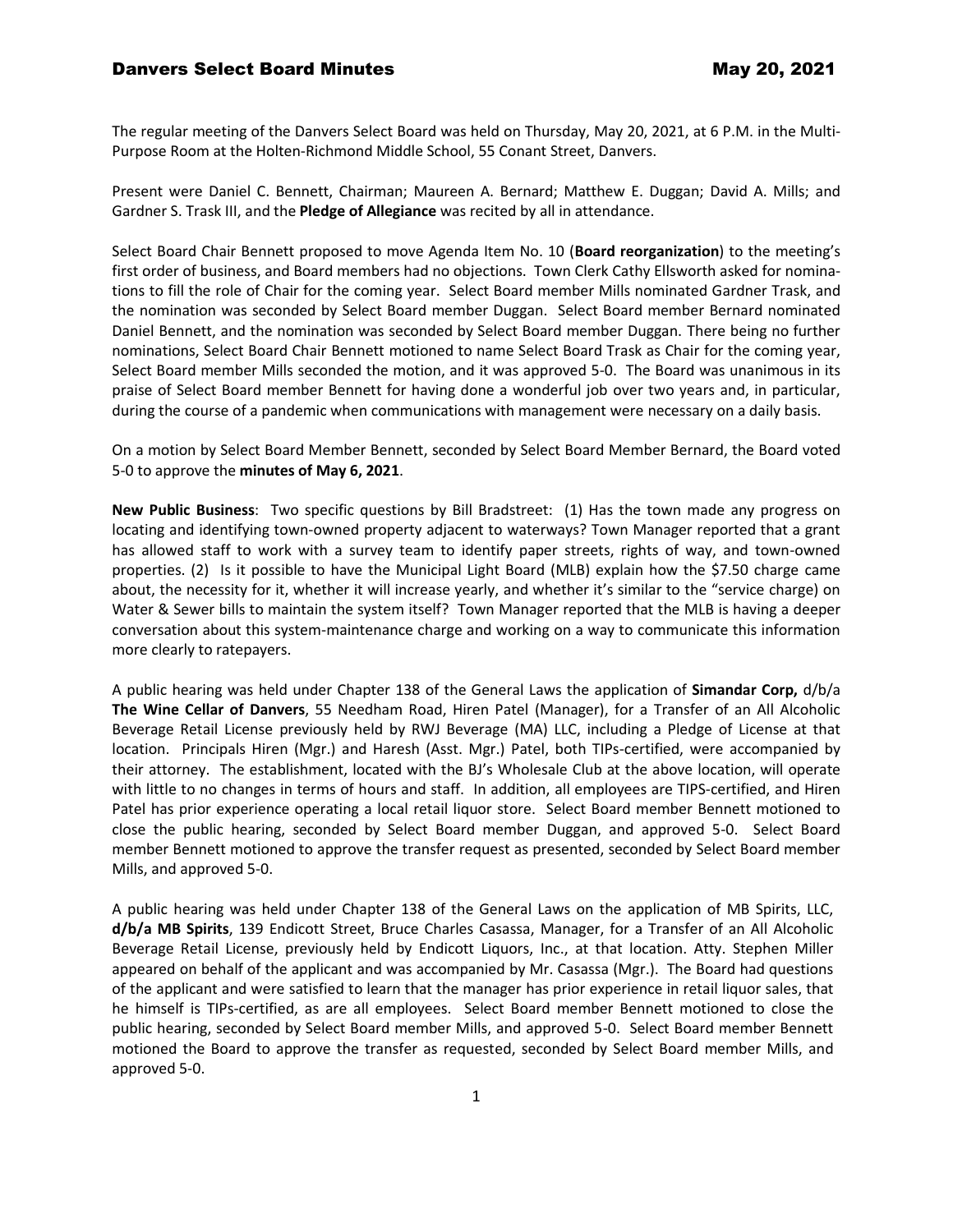# Danvers Select Board Minutes May 20, 2021

The regular meeting of the Danvers Select Board was held on Thursday, May 20, 2021, at 6 P.M. in the Multi-Purpose Room at the Holten-Richmond Middle School, 55 Conant Street, Danvers.

Present were Daniel C. Bennett, Chairman; Maureen A. Bernard; Matthew E. Duggan; David A. Mills; and Gardner S. Trask III, and the **Pledge of Allegiance** was recited by all in attendance.

Select Board Chair Bennett proposed to move Agenda Item No. 10 (**Board reorganization**) to the meeting's first order of business, and Board members had no objections. Town Clerk Cathy Ellsworth asked for nominations to fill the role of Chair for the coming year. Select Board member Mills nominated Gardner Trask, and the nomination was seconded by Select Board member Duggan. Select Board member Bernard nominated Daniel Bennett, and the nomination was seconded by Select Board member Duggan. There being no further nominations, Select Board Chair Bennett motioned to name Select Board Trask as Chair for the coming year, Select Board member Mills seconded the motion, and it was approved 5-0. The Board was unanimous in its praise of Select Board member Bennett for having done a wonderful job over two years and, in particular, during the course of a pandemic when communications with management were necessary on a daily basis.

On a motion by Select Board Member Bennett, seconded by Select Board Member Bernard, the Board voted 5-0 to approve the **minutes of May 6, 2021**.

**New Public Business**: Two specific questions by Bill Bradstreet: (1) Has the town made any progress on locating and identifying town-owned property adjacent to waterways? Town Manager reported that a grant has allowed staff to work with a survey team to identify paper streets, rights of way, and town-owned properties. (2) Is it possible to have the Municipal Light Board (MLB) explain how the $7.50 charge came about, the necessity for it, whether it will increase yearly, and whether it's similar to the "service charge) on Water & Sewer bills to maintain the system itself? Town Manager reported that the MLB is having a deeper conversation about this system-maintenance charge and working on a way to communicate this information more clearly to ratepayers.

A public hearing was held under Chapter 138 of the General Laws the application of **Simandar Corp,** d/b/a **The Wine Cellar of Danvers**, 55 Needham Road, Hiren Patel (Manager), for a Transfer of an All Alcoholic Beverage Retail License previously held by RWJ Beverage (MA) LLC, including a Pledge of License at that location. Principals Hiren (Mgr.) and Haresh (Asst. Mgr.) Patel, both TIPs-certified, were accompanied by their attorney. The establishment, located with the BJ's Wholesale Club at the above location, will operate with little to no changes in terms of hours and staff. In addition, all employees are TIPS-certified, and Hiren Patel has prior experience operating a local retail liquor store. Select Board member Bennett motioned to close the public hearing, seconded by Select Board member Duggan, and approved 5-0. Select Board member Bennett motioned to approve the transfer request as presented, seconded by Select Board member Mills, and approved 5-0.

A public hearing was held under Chapter 138 of the General Laws on the application of MB Spirits, LLC, **d/b/a MB Spirits**, 139 Endicott Street, Bruce Charles Casassa, Manager, for a Transfer of an All Alcoholic Beverage Retail License, previously held by Endicott Liquors, Inc., at that location. Atty. Stephen Miller appeared on behalf of the applicant and was accompanied by Mr. Casassa (Mgr.). The Board had questions of the applicant and were satisfied to learn that the manager has prior experience in retail liquor sales, that he himself is TIPs-certified, as are all employees. Select Board member Bennett motioned to close the public hearing, seconded by Select Board member Mills, and approved 5-0. Select Board member Bennett motioned the Board to approve the transfer as requested, seconded by Select Board member Mills, and approved 5-0.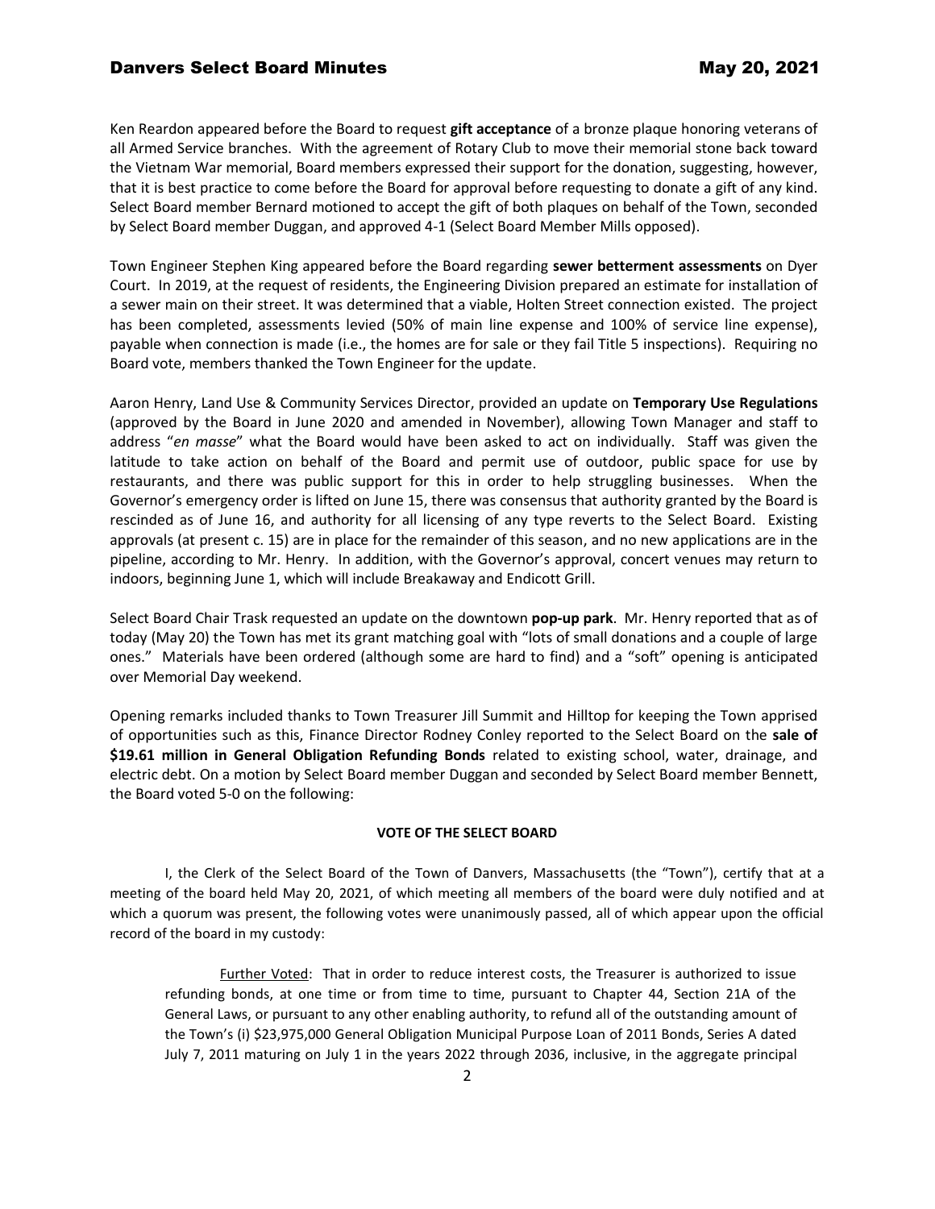Ken Reardon appeared before the Board to request **gift acceptance** of a bronze plaque honoring veterans of all Armed Service branches. With the agreement of Rotary Club to move their memorial stone back toward the Vietnam War memorial, Board members expressed their support for the donation, suggesting, however, that it is best practice to come before the Board for approval before requesting to donate a gift of any kind. Select Board member Bernard motioned to accept the gift of both plaques on behalf of the Town, seconded by Select Board member Duggan, and approved 4-1 (Select Board Member Mills opposed).

Town Engineer Stephen King appeared before the Board regarding **sewer betterment assessments** on Dyer Court. In 2019, at the request of residents, the Engineering Division prepared an estimate for installation of a sewer main on their street. It was determined that a viable, Holten Street connection existed. The project has been completed, assessments levied (50% of main line expense and 100% of service line expense), payable when connection is made (i.e., the homes are for sale or they fail Title 5 inspections). Requiring no Board vote, members thanked the Town Engineer for the update.

Aaron Henry, Land Use & Community Services Director, provided an update on **Temporary Use Regulations** (approved by the Board in June 2020 and amended in November), allowing Town Manager and staff to address "*en masse*" what the Board would have been asked to act on individually. Staff was given the latitude to take action on behalf of the Board and permit use of outdoor, public space for use by restaurants, and there was public support for this in order to help struggling businesses. When the Governor's emergency order is lifted on June 15, there was consensus that authority granted by the Board is rescinded as of June 16, and authority for all licensing of any type reverts to the Select Board. Existing approvals (at present c. 15) are in place for the remainder of this season, and no new applications are in the pipeline, according to Mr. Henry. In addition, with the Governor's approval, concert venues may return to indoors, beginning June 1, which will include Breakaway and Endicott Grill.

Select Board Chair Trask requested an update on the downtown **pop-up park**. Mr. Henry reported that as of today (May 20) the Town has met its grant matching goal with "lots of small donations and a couple of large ones." Materials have been ordered (although some are hard to find) and a "soft" opening is anticipated over Memorial Day weekend.

Opening remarks included thanks to Town Treasurer Jill Summit and Hilltop for keeping the Town apprised of opportunities such as this, Finance Director Rodney Conley reported to the Select Board on the **sale of $19.61 million in General Obligation Refunding Bonds** related to existing school, water, drainage, and electric debt. On a motion by Select Board member Duggan and seconded by Select Board member Bennett, the Board voted 5-0 on the following:

**VOTE OF THE SELECT BOARD**

I, the Clerk of the Select Board of the Town of Danvers, Massachusetts (the "Town"), certify that at a meeting of the board held May 20, 2021, of which meeting all members of the board were duly notified and at which a quorum was present, the following votes were unanimously passed, all of which appear upon the official record of the board in my custody:

> Further Voted: That in order to reduce interest costs, the Treasurer is authorized to issue refunding bonds, at one time or from time to time, pursuant to Chapter 44, Section 21A of the General Laws, or pursuant to any other enabling authority, to refund all of the outstanding amount of the Town's (i) $23,975,000 General Obligation Municipal Purpose Loan of 2011 Bonds, Series A dated July 7, 2011 maturing on July 1 in the years 2022 through 2036, inclusive, in the aggregate principal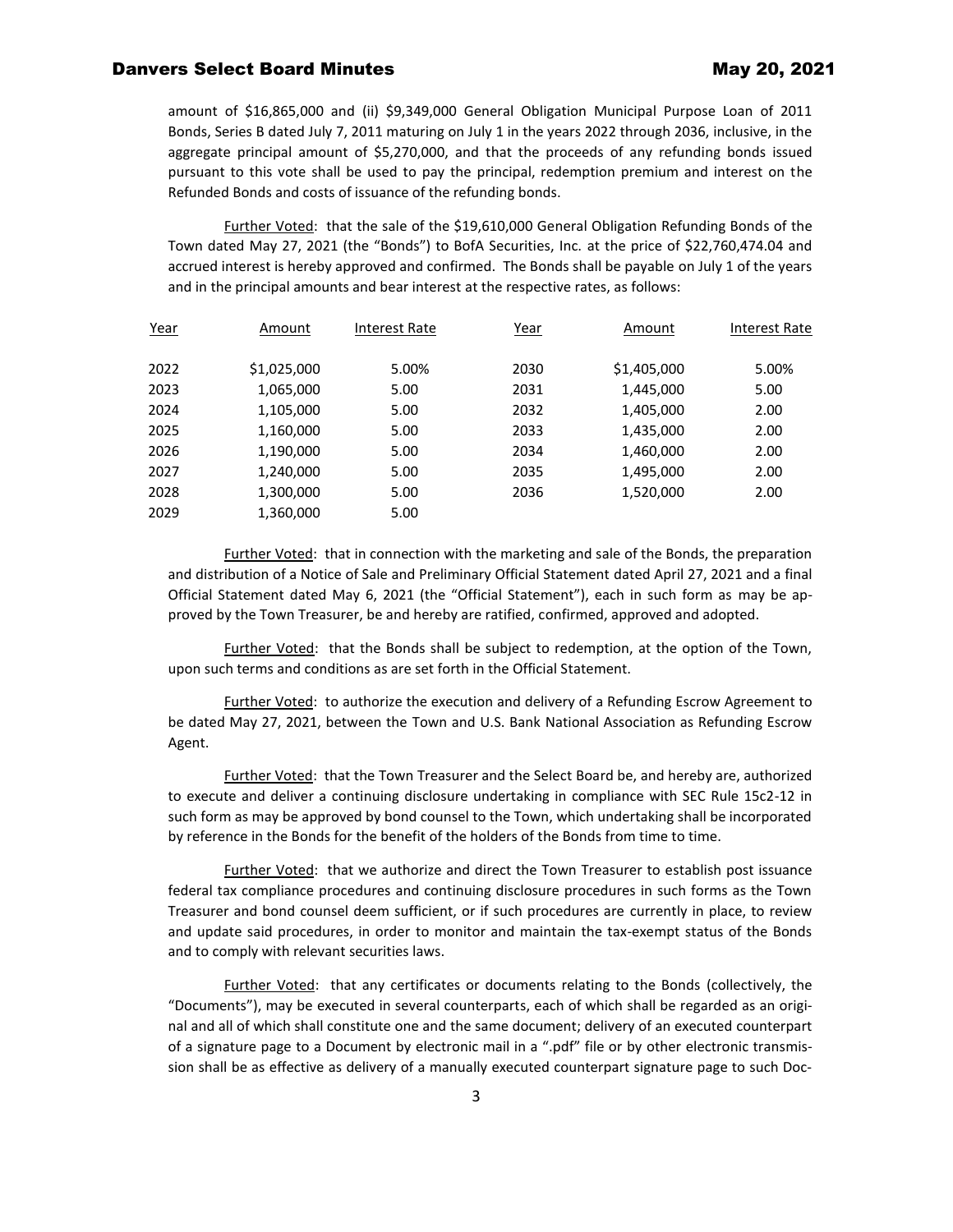amount of $16,865,000 and (ii) $9,349,000 General Obligation Municipal Purpose Loan of 2011 Bonds, Series B dated July 7, 2011 maturing on July 1 in the years 2022 through 2036, inclusive, in the aggregate principal amount of $5,270,000, and that the proceeds of any refunding bonds issued pursuant to this vote shall be used to pay the principal, redemption premium and interest on the Refunded Bonds and costs of issuance of the refunding bonds.

Further Voted: that the sale of the $19,610,000 General Obligation Refunding Bonds of the Town dated May 27, 2021 (the "Bonds") to BofA Securities, Inc. at the price of $22,760,474.04 and accrued interest is hereby approved and confirmed. The Bonds shall be payable on July 1 of the years and in the principal amounts and bear interest at the respective rates, as follows:

| Year | Amount | Interest Rate | Year | Amount | Interest Rate |
|---|---|---|---|---|---|
| 2022 | $1,025,000 | 5.00% | 2030 | $1,405,000 | 5.00% |
| 2023 | 1,065,000 | 5.00 | 2031 | 1,445,000 | 5.00 |
| 2024 | 1,105,000 | 5.00 | 2032 | 1,405,000 | 2.00 |
| 2025 | 1,160,000 | 5.00 | 2033 | 1,435,000 | 2.00 |
| 2026 | 1,190,000 | 5.00 | 2034 | 1,460,000 | 2.00 |
| 2027 | 1,240,000 | 5.00 | 2035 | 1,495,000 | 2.00 |
| 2028 | 1,300,000 | 5.00 | 2036 | 1,520,000 | 2.00 |
| 2029 | 1,360,000 | 5.00 | | | |

Further Voted: that in connection with the marketing and sale of the Bonds, the preparation and distribution of a Notice of Sale and Preliminary Official Statement dated April 27, 2021 and a final Official Statement dated May 6, 2021 (the "Official Statement"), each in such form as may be approved by the Town Treasurer, be and hereby are ratified, confirmed, approved and adopted.

Further Voted: that the Bonds shall be subject to redemption, at the option of the Town, upon such terms and conditions as are set forth in the Official Statement.

Further Voted: to authorize the execution and delivery of a Refunding Escrow Agreement to be dated May 27, 2021, between the Town and U.S. Bank National Association as Refunding Escrow Agent.

Further Voted: that the Town Treasurer and the Select Board be, and hereby are, authorized to execute and deliver a continuing disclosure undertaking in compliance with SEC Rule 15c2-12 in such form as may be approved by bond counsel to the Town, which undertaking shall be incorporated by reference in the Bonds for the benefit of the holders of the Bonds from time to time.

Further Voted: that we authorize and direct the Town Treasurer to establish post issuance federal tax compliance procedures and continuing disclosure procedures in such forms as the Town Treasurer and bond counsel deem sufficient, or if such procedures are currently in place, to review and update said procedures, in order to monitor and maintain the tax-exempt status of the Bonds and to comply with relevant securities laws.

Further Voted: that any certificates or documents relating to the Bonds (collectively, the "Documents"), may be executed in several counterparts, each of which shall be regarded as an original and all of which shall constitute one and the same document; delivery of an executed counterpart of a signature page to a Document by electronic mail in a ".pdf" file or by other electronic transmission shall be as effective as delivery of a manually executed counterpart signature page to such Doc-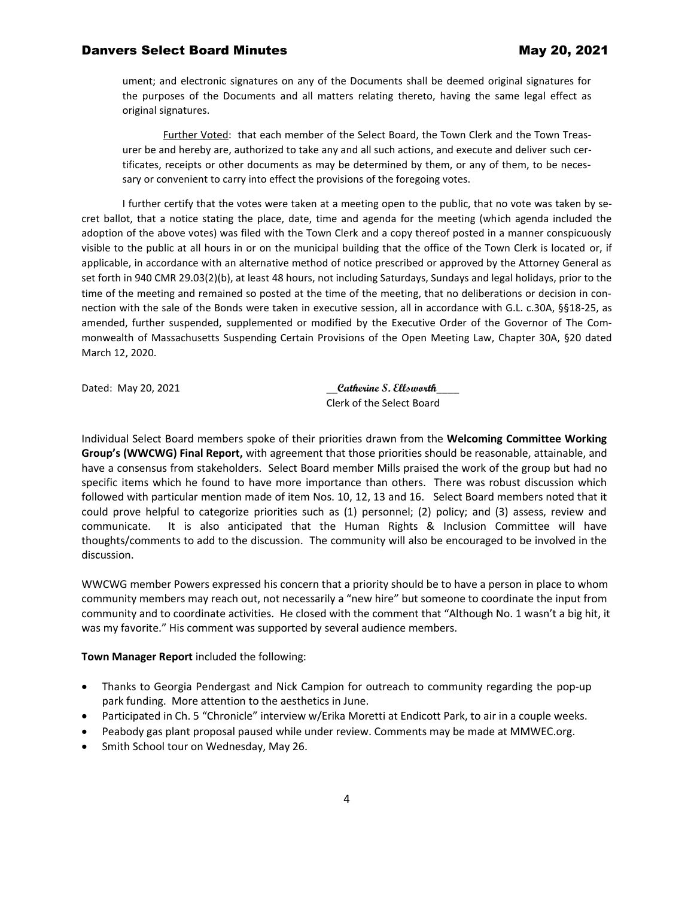ument; and electronic signatures on any of the Documents shall be deemed original signatures for the purposes of the Documents and all matters relating thereto, having the same legal effect as original signatures.

Further Voted: that each member of the Select Board, the Town Clerk and the Town Treasurer be and hereby are, authorized to take any and all such actions, and execute and deliver such certificates, receipts or other documents as may be determined by them, or any of them, to be necessary or convenient to carry into effect the provisions of the foregoing votes.

I further certify that the votes were taken at a meeting open to the public, that no vote was taken by secret ballot, that a notice stating the place, date, time and agenda for the meeting (which agenda included the adoption of the above votes) was filed with the Town Clerk and a copy thereof posted in a manner conspicuously visible to the public at all hours in or on the municipal building that the office of the Town Clerk is located or, if applicable, in accordance with an alternative method of notice prescribed or approved by the Attorney General as set forth in 940 CMR 29.03(2)(b), at least 48 hours, not including Saturdays, Sundays and legal holidays, prior to the time of the meeting and remained so posted at the time of the meeting, that no deliberations or decision in connection with the sale of the Bonds were taken in executive session, all in accordance with G.L. c.30A, §§18-25, as amended, further suspended, supplemented or modified by the Executive Order of the Governor of The Commonwealth of Massachusetts Suspending Certain Provisions of the Open Meeting Law, Chapter 30A, §20 dated March 12, 2020.

Dated: May 20, 2021

__*Catherine S. Ellsworth*____
Clerk of the Select Board

Individual Select Board members spoke of their priorities drawn from the **Welcoming Committee Working Group's (WWCWG) Final Report,** with agreement that those priorities should be reasonable, attainable, and have a consensus from stakeholders. Select Board member Mills praised the work of the group but had no specific items which he found to have more importance than others. There was robust discussion which followed with particular mention made of item Nos. 10, 12, 13 and 16. Select Board members noted that it could prove helpful to categorize priorities such as (1) personnel; (2) policy; and (3) assess, review and communicate. It is also anticipated that the Human Rights & Inclusion Committee will have thoughts/comments to add to the discussion. The community will also be encouraged to be involved in the discussion.

WWCWG member Powers expressed his concern that a priority should be to have a person in place to whom community members may reach out, not necessarily a "new hire" but someone to coordinate the input from community and to coordinate activities. He closed with the comment that "Although No. 1 wasn't a big hit, it was my favorite." His comment was supported by several audience members.

**Town Manager Report** included the following:

- Thanks to Georgia Pendergast and Nick Campion for outreach to community regarding the pop-up park funding. More attention to the aesthetics in June.
- Participated in Ch. 5 "Chronicle" interview w/Erika Moretti at Endicott Park, to air in a couple weeks.
- Peabody gas plant proposal paused while under review. Comments may be made at MMWEC.org.
- Smith School tour on Wednesday, May 26.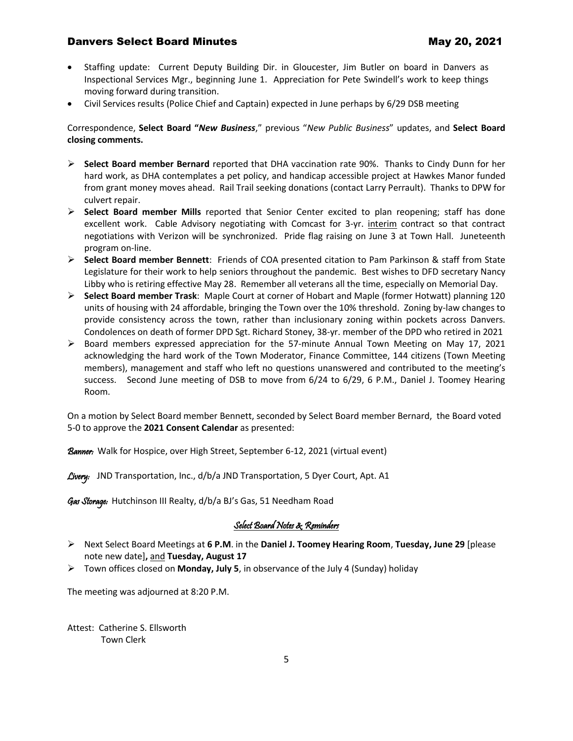- Staffing update: Current Deputy Building Dir. in Gloucester, Jim Butler on board in Danvers as Inspectional Services Mgr., beginning June 1. Appreciation for Pete Swindell's work to keep things moving forward during transition.
- Civil Services results (Police Chief and Captain) expected in June perhaps by 6/29 DSB meeting

Correspondence, **Select Board "*New Business*,"** previous "*New Public Business*" updates, and **Select Board closing comments.**

- **Select Board member Bernard** reported that DHA vaccination rate 90%. Thanks to Cindy Dunn for her hard work, as DHA contemplates a pet policy, and handicap accessible project at Hawkes Manor funded from grant money moves ahead. Rail Trail seeking donations (contact Larry Perrault). Thanks to DPW for culvert repair.
- **Select Board member Mills** reported that Senior Center excited to plan reopening; staff has done excellent work. Cable Advisory negotiating with Comcast for 3-yr. <u>interim</u> contract so that contract negotiations with Verizon will be synchronized. Pride flag raising on June 3 at Town Hall. Juneteenth program on-line.
- **Select Board member Bennett**: Friends of COA presented citation to Pam Parkinson & staff from State Legislature for their work to help seniors throughout the pandemic. Best wishes to DFD secretary Nancy Libby who is retiring effective May 28. Remember all veterans all the time, especially on Memorial Day.
- **Select Board member Trask**: Maple Court at corner of Hobart and Maple (former Hotwatt) planning 120 units of housing with 24 affordable, bringing the Town over the 10% threshold. Zoning by-law changes to provide consistency across the town, rather than inclusionary zoning within pockets across Danvers. Condolences on death of former DPD Sgt. Richard Stoney, 38-yr. member of the DPD who retired in 2021
- Board members expressed appreciation for the 57-minute Annual Town Meeting on May 17, 2021 acknowledging the hard work of the Town Moderator, Finance Committee, 144 citizens (Town Meeting members), management and staff who left no questions unanswered and contributed to the meeting's success. Second June meeting of DSB to move from 6/24 to 6/29, 6 P.M., Daniel J. Toomey Hearing Room.

On a motion by Select Board member Bennett, seconded by Select Board member Bernard, the Board voted 5-0 to approve the **2021 Consent Calendar** as presented:

*Banner:* Walk for Hospice, over High Street, September 6-12, 2021 (virtual event)

*Livery:* JND Transportation, Inc., d/b/a JND Transportation, 5 Dyer Court, Apt. A1

*Gas Storage:* Hutchinson III Realty, d/b/a BJ's Gas, 51 Needham Road

## *<u>Select Board Notes & Reminders</u>*

- Next Select Board Meetings at **6 P.M**. in the **Daniel J. Toomey Hearing Room**, **Tuesday, June 29** [please note new date]**,** <u>and</u> **Tuesday, August 17**
- Town offices closed on **Monday, July 5**, in observance of the July 4 (Sunday) holiday

The meeting was adjourned at 8:20 P.M.

Attest: Catherine S. Ellsworth
Town Clerk